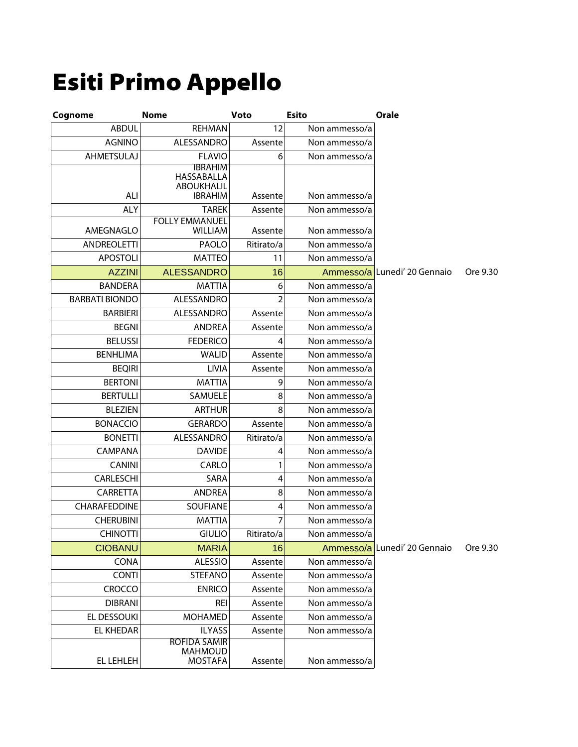# Esiti Primo Appello

| Cognome | Nome | Voto | Esito | Orale | |
|---|---|---|---|---|---|
| ABDUL | REHMAN | 12 | Non ammesso/a | | |
| AGNINO | ALESSANDRO | Assente | Non ammesso/a | | |
| AHMETSULAJ | FLAVIO | 6 | Non ammesso/a | | |
| ALI | IBRAHIM HASSABALLA ABOUKHALIL IBRAHIM | Assente | Non ammesso/a | | |
| ALY | TAREK | Assente | Non ammesso/a | | |
| AMEGNAGLO | FOLLY EMMANUEL WILLIAM | Assente | Non ammesso/a | | |
| ANDREOLETTI | PAOLO | Ritirato/a | Non ammesso/a | | |
| APOSTOLI | MATTEO | 11 | Non ammesso/a | | |
| AZZINI | ALESSANDRO | 16 | Ammesso/a | Lunedi' 20 Gennaio | Ore 9.30 |
| BANDERA | MATTIA | 6 | Non ammesso/a | | |
| BARBATI BIONDO | ALESSANDRO | 2 | Non ammesso/a | | |
| BARBIERI | ALESSANDRO | Assente | Non ammesso/a | | |
| BEGNI | ANDREA | Assente | Non ammesso/a | | |
| BELUSSI | FEDERICO | 4 | Non ammesso/a | | |
| BENHLIMA | WALID | Assente | Non ammesso/a | | |
| BEQIRI | LIVIA | Assente | Non ammesso/a | | |
| BERTONI | MATTIA | 9 | Non ammesso/a | | |
| BERTULLI | SAMUELE | 8 | Non ammesso/a | | |
| BLEZIEN | ARTHUR | 8 | Non ammesso/a | | |
| BONACCIO | GERARDO | Assente | Non ammesso/a | | |
| BONETTI | ALESSANDRO | Ritirato/a | Non ammesso/a | | |
| CAMPANA | DAVIDE | 4 | Non ammesso/a | | |
| CANINI | CARLO | 1 | Non ammesso/a | | |
| CARLESCHI | SARA | 4 | Non ammesso/a | | |
| CARRETTA | ANDREA | 8 | Non ammesso/a | | |
| CHARAFEDDINE | SOUFIANE | 4 | Non ammesso/a | | |
| CHERUBINI | MATTIA | 7 | Non ammesso/a | | |
| CHINOTTI | GIULIO | Ritirato/a | Non ammesso/a | | |
| CIOBANU | MARIA | 16 | Ammesso/a | Lunedi' 20 Gennaio | Ore 9.30 |
| CONA | ALESSIO | Assente | Non ammesso/a | | |
| CONTI | STEFANO | Assente | Non ammesso/a | | |
| CROCCO | ENRICO | Assente | Non ammesso/a | | |
| DIBRANI | REI | Assente | Non ammesso/a | | |
| EL DESSOUKI | MOHAMED | Assente | Non ammesso/a | | |
| EL KHEDAR | ILYASS | Assente | Non ammesso/a | | |
| EL LEHLEH | ROFIDA SAMIR MAHMOUD MOSTAFA | Assente | Non ammesso/a | | |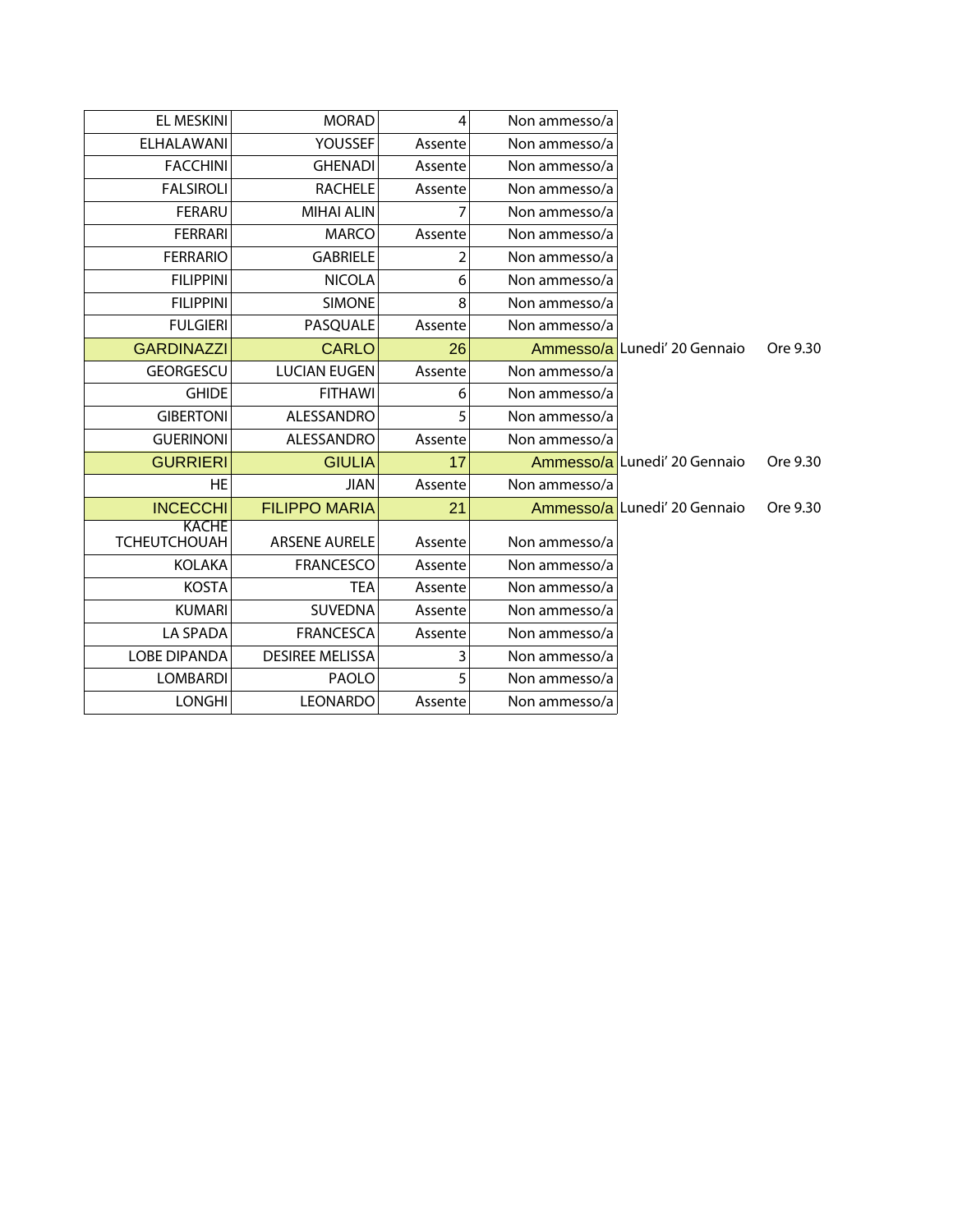| | | | | | |
|---|---|---|---|---|---|
| EL MESKINI | MORAD | 4 | Non ammesso/a | | |
| ELHALAWANI | YOUSSEF | Assente | Non ammesso/a | | |
| FACCHINI | GHENADI | Assente | Non ammesso/a | | |
| FALSIROLI | RACHELE | Assente | Non ammesso/a | | |
| FERARU | MIHAI ALIN | 7 | Non ammesso/a | | |
| FERRARI | MARCO | Assente | Non ammesso/a | | |
| FERRARIO | GABRIELE | 2 | Non ammesso/a | | |
| FILIPPINI | NICOLA | 6 | Non ammesso/a | | |
| FILIPPINI | SIMONE | 8 | Non ammesso/a | | |
| FULGIERI | PASQUALE | Assente | Non ammesso/a | | |
| GARDINAZZI | CARLO | 26 | Ammesso/a | Lunedi' 20 Gennaio | Ore 9.30 |
| GEORGESCU | LUCIAN EUGEN | Assente | Non ammesso/a | | |
| GHIDE | FITHAWI | 6 | Non ammesso/a | | |
| GIBERTONI | ALESSANDRO | 5 | Non ammesso/a | | |
| GUERINONI | ALESSANDRO | Assente | Non ammesso/a | | |
| GURRIERI | GIULIA | 17 | Ammesso/a | Lunedi' 20 Gennaio | Ore 9.30 |
| HE | JIAN | Assente | Non ammesso/a | | |
| INCECCHI | FILIPPO MARIA | 21 | Ammesso/a | Lunedi' 20 Gennaio | Ore 9.30 |
| KACHE TCHEUTCHOUAH | ARSENE AURELE | Assente | Non ammesso/a | | |
| KOLAKA | FRANCESCO | Assente | Non ammesso/a | | |
| KOSTA | TEA | Assente | Non ammesso/a | | |
| KUMARI | SUVEDNA | Assente | Non ammesso/a | | |
| LA SPADA | FRANCESCA | Assente | Non ammesso/a | | |
| LOBE DIPANDA | DESIREE MELISSA | 3 | Non ammesso/a | | |
| LOMBARDI | PAOLO | 5 | Non ammesso/a | | |
| LONGHI | LEONARDO | Assente | Non ammesso/a | | |